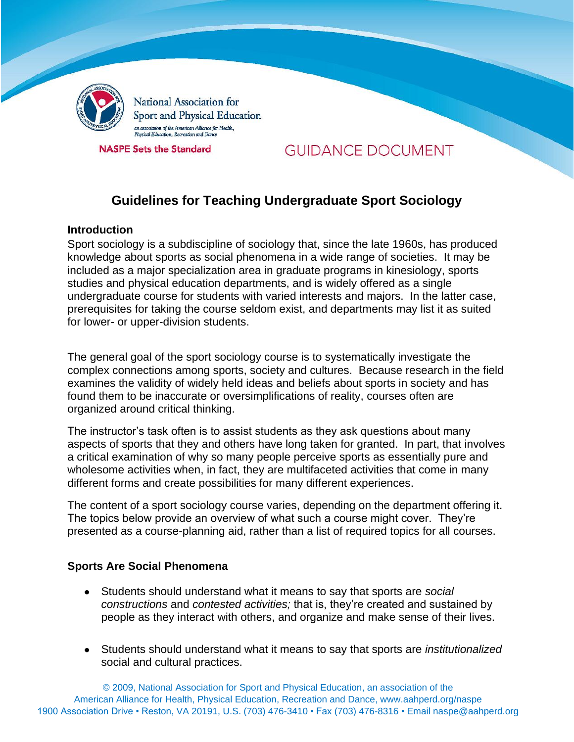National Association for Sport and Physical Education

*an association of the American Alliance for Health, Physical Education, Recreation and Dance*

**NASPE Sets the Standard**

GUIDANCE DOCUMENT

# Guidelines for Teaching Undergraduate Sport Sociology

## Introduction

Sport sociology is a subdiscipline of sociology that, since the late 1960s, has produced knowledge about sports as social phenomena in a wide range of societies. It may be included as a major specialization area in graduate programs in kinesiology, sports studies and physical education departments, and is widely offered as a single undergraduate course for students with varied interests and majors. In the latter case, prerequisites for taking the course seldom exist, and departments may list it as suited for lower- or upper-division students.

The general goal of the sport sociology course is to systematically investigate the complex connections among sports, society and cultures. Because research in the field examines the validity of widely held ideas and beliefs about sports in society and has found them to be inaccurate or oversimplifications of reality, courses often are organized around critical thinking.

The instructor's task often is to assist students as they ask questions about many aspects of sports that they and others have long taken for granted. In part, that involves a critical examination of why so many people perceive sports as essentially pure and wholesome activities when, in fact, they are multifaceted activities that come in many different forms and create possibilities for many different experiences.

The content of a sport sociology course varies, depending on the department offering it. The topics below provide an overview of what such a course might cover. They're presented as a course-planning aid, rather than a list of required topics for all courses.

## Sports Are Social Phenomena

- Students should understand what it means to say that sports are *social constructions* and *contested activities;* that is, they're created and sustained by people as they interact with others, and organize and make sense of their lives.

- Students should understand what it means to say that sports are *institutionalized* social and cultural practices.

© 2009, National Association for Sport and Physical Education, an association of the American Alliance for Health, Physical Education, Recreation and Dance, www.aahperd.org/naspe
1900 Association Drive • Reston, VA 20191, U.S. (703) 476-3410 • Fax (703) 476-8316 • Email naspe@aahperd.org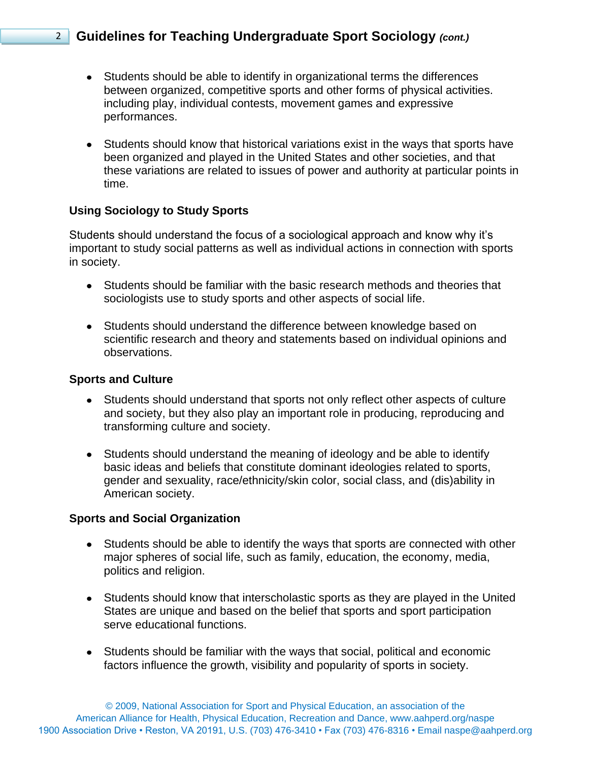- Students should be able to identify in organizational terms the differences between organized, competitive sports and other forms of physical activities. including play, individual contests, movement games and expressive performances.

- Students should know that historical variations exist in the ways that sports have been organized and played in the United States and other societies, and that these variations are related to issues of power and authority at particular points in time.

### Using Sociology to Study Sports

Students should understand the focus of a sociological approach and know why it's important to study social patterns as well as individual actions in connection with sports in society.

- Students should be familiar with the basic research methods and theories that sociologists use to study sports and other aspects of social life.

- Students should understand the difference between knowledge based on scientific research and theory and statements based on individual opinions and observations.

### Sports and Culture

- Students should understand that sports not only reflect other aspects of culture and society, but they also play an important role in producing, reproducing and transforming culture and society.

- Students should understand the meaning of ideology and be able to identify basic ideas and beliefs that constitute dominant ideologies related to sports, gender and sexuality, race/ethnicity/skin color, social class, and (dis)ability in American society.

### Sports and Social Organization

- Students should be able to identify the ways that sports are connected with other major spheres of social life, such as family, education, the economy, media, politics and religion.

- Students should know that interscholastic sports as they are played in the United States are unique and based on the belief that sports and sport participation serve educational functions.

- Students should be familiar with the ways that social, political and economic factors influence the growth, visibility and popularity of sports in society.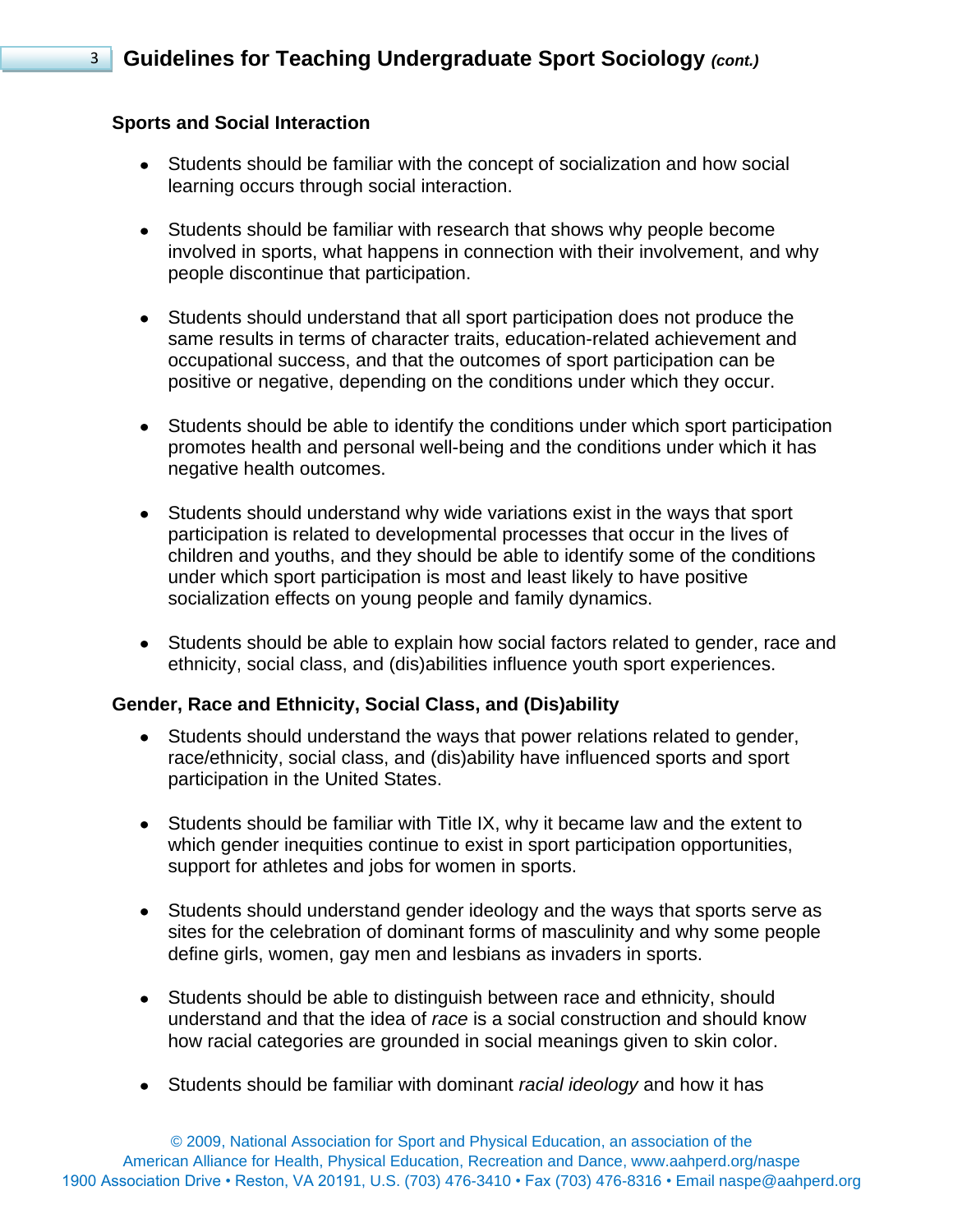**Sports and Social Interaction**

- Students should be familiar with the concept of socialization and how social learning occurs through social interaction.
- Students should be familiar with research that shows why people become involved in sports, what happens in connection with their involvement, and why people discontinue that participation.
- Students should understand that all sport participation does not produce the same results in terms of character traits, education-related achievement and occupational success, and that the outcomes of sport participation can be positive or negative, depending on the conditions under which they occur.
- Students should be able to identify the conditions under which sport participation promotes health and personal well-being and the conditions under which it has negative health outcomes.
- Students should understand why wide variations exist in the ways that sport participation is related to developmental processes that occur in the lives of children and youths, and they should be able to identify some of the conditions under which sport participation is most and least likely to have positive socialization effects on young people and family dynamics.
- Students should be able to explain how social factors related to gender, race and ethnicity, social class, and (dis)abilities influence youth sport experiences.

**Gender, Race and Ethnicity, Social Class, and (Dis)ability**

- Students should understand the ways that power relations related to gender, race/ethnicity, social class, and (dis)ability have influenced sports and sport participation in the United States.
- Students should be familiar with Title IX, why it became law and the extent to which gender inequities continue to exist in sport participation opportunities, support for athletes and jobs for women in sports.
- Students should understand gender ideology and the ways that sports serve as sites for the celebration of dominant forms of masculinity and why some people define girls, women, gay men and lesbians as invaders in sports.
- Students should be able to distinguish between race and ethnicity, should understand and that the idea of *race* is a social construction and should know how racial categories are grounded in social meanings given to skin color.
- Students should be familiar with dominant *racial ideology* and how it has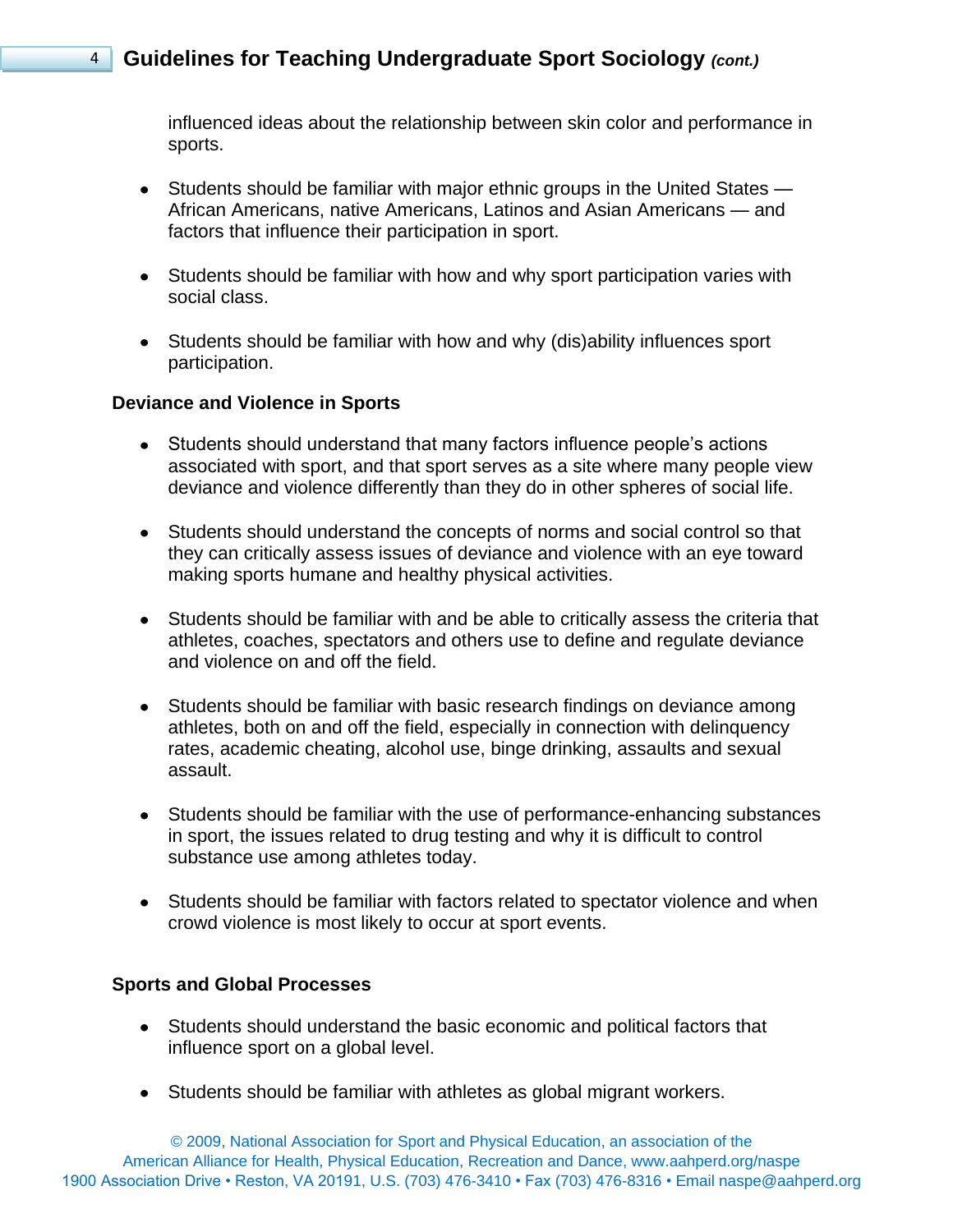influenced ideas about the relationship between skin color and performance in sports.

- Students should be familiar with major ethnic groups in the United States — African Americans, native Americans, Latinos and Asian Americans — and factors that influence their participation in sport.

- Students should be familiar with how and why sport participation varies with social class.

- Students should be familiar with how and why (dis)ability influences sport participation.

**Deviance and Violence in Sports**

- Students should understand that many factors influence people's actions associated with sport, and that sport serves as a site where many people view deviance and violence differently than they do in other spheres of social life.

- Students should understand the concepts of norms and social control so that they can critically assess issues of deviance and violence with an eye toward making sports humane and healthy physical activities.

- Students should be familiar with and be able to critically assess the criteria that athletes, coaches, spectators and others use to define and regulate deviance and violence on and off the field.

- Students should be familiar with basic research findings on deviance among athletes, both on and off the field, especially in connection with delinquency rates, academic cheating, alcohol use, binge drinking, assaults and sexual assault.

- Students should be familiar with the use of performance-enhancing substances in sport, the issues related to drug testing and why it is difficult to control substance use among athletes today.

- Students should be familiar with factors related to spectator violence and when crowd violence is most likely to occur at sport events.

**Sports and Global Processes**

- Students should understand the basic economic and political factors that influence sport on a global level.

- Students should be familiar with athletes as global migrant workers.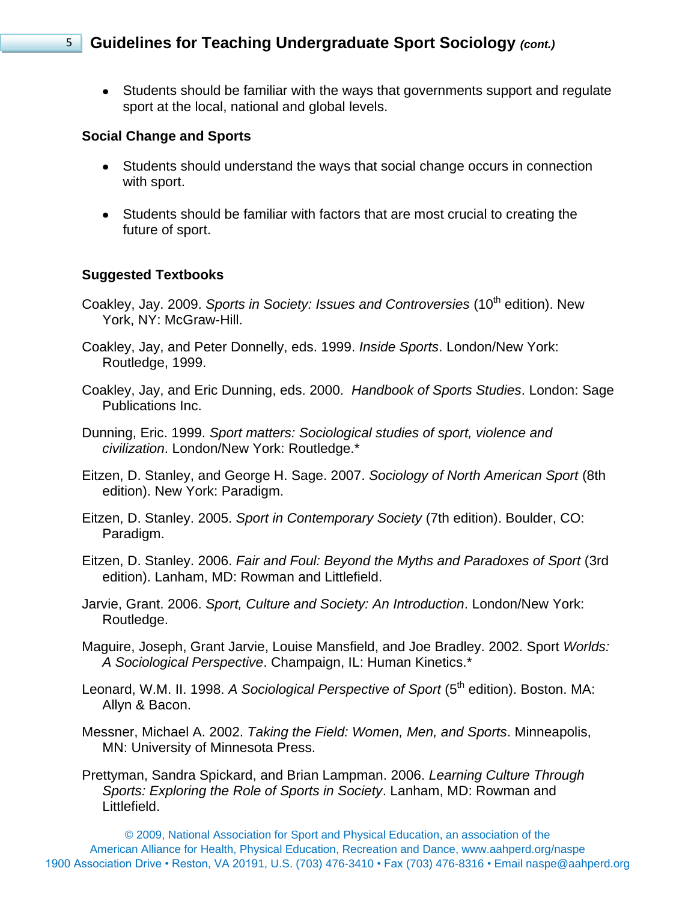- Students should be familiar with the ways that governments support and regulate sport at the local, national and global levels.

**Social Change and Sports**

- Students should understand the ways that social change occurs in connection with sport.

- Students should be familiar with factors that are most crucial to creating the future of sport.

**Suggested Textbooks**

Coakley, Jay. 2009. *Sports in Society: Issues and Controversies* (10th edition). New York, NY: McGraw-Hill.

Coakley, Jay, and Peter Donnelly, eds. 1999. *Inside Sports*. London/New York: Routledge, 1999.

Coakley, Jay, and Eric Dunning, eds. 2000. *Handbook of Sports Studies*. London: Sage Publications Inc.

Dunning, Eric. 1999. *Sport matters: Sociological studies of sport, violence and civilization*. London/New York: Routledge.*

Eitzen, D. Stanley, and George H. Sage. 2007. *Sociology of North American Sport* (8th edition). New York: Paradigm.

Eitzen, D. Stanley. 2005. *Sport in Contemporary Society* (7th edition). Boulder, CO: Paradigm.

Eitzen, D. Stanley. 2006. *Fair and Foul: Beyond the Myths and Paradoxes of Sport* (3rd edition). Lanham, MD: Rowman and Littlefield.

Jarvie, Grant. 2006. *Sport, Culture and Society: An Introduction*. London/New York: Routledge.

Maguire, Joseph, Grant Jarvie, Louise Mansfield, and Joe Bradley. 2002. Sport *Worlds: A Sociological Perspective*. Champaign, IL: Human Kinetics.*

Leonard, W.M. II. 1998. *A Sociological Perspective of Sport* (5th edition). Boston. MA: Allyn & Bacon.

Messner, Michael A. 2002. *Taking the Field: Women, Men, and Sports*. Minneapolis, MN: University of Minnesota Press.

Prettyman, Sandra Spickard, and Brian Lampman. 2006. *Learning Culture Through Sports: Exploring the Role of Sports in Society*. Lanham, MD: Rowman and Littlefield.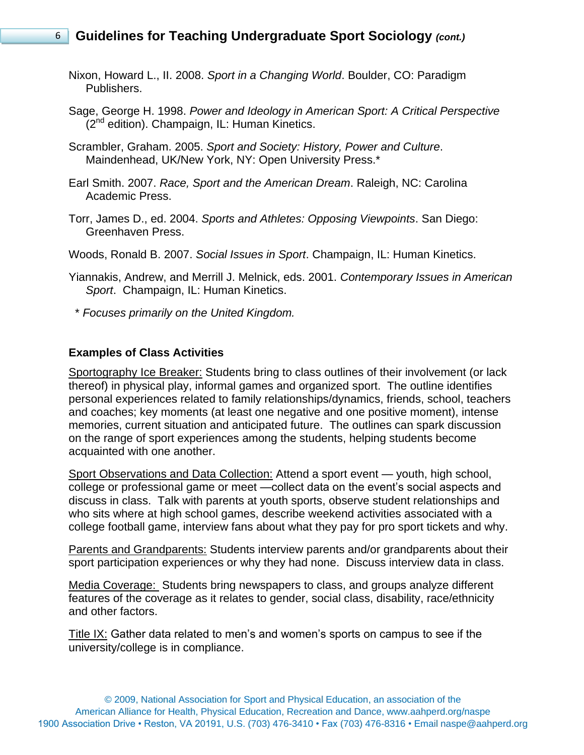Nixon, Howard L., II. 2008. *Sport in a Changing World*. Boulder, CO: Paradigm Publishers.

Sage, George H. 1998. *Power and Ideology in American Sport: A Critical Perspective* (2nd edition). Champaign, IL: Human Kinetics.

Scrambler, Graham. 2005. *Sport and Society: History, Power and Culture*. Maindenhead, UK/New York, NY: Open University Press.*

Earl Smith. 2007. *Race, Sport and the American Dream*. Raleigh, NC: Carolina Academic Press.

Torr, James D., ed. 2004. *Sports and Athletes: Opposing Viewpoints*. San Diego: Greenhaven Press.

Woods, Ronald B. 2007. *Social Issues in Sport*. Champaign, IL: Human Kinetics.

Yiannakis, Andrew, and Merrill J. Melnick, eds. 2001. *Contemporary Issues in American Sport*. Champaign, IL: Human Kinetics.

\* *Focuses primarily on the United Kingdom.*

**Examples of Class Activities**

<u>Sportography Ice Breaker:</u> Students bring to class outlines of their involvement (or lack thereof) in physical play, informal games and organized sport. The outline identifies personal experiences related to family relationships/dynamics, friends, school, teachers and coaches; key moments (at least one negative and one positive moment), intense memories, current situation and anticipated future. The outlines can spark discussion on the range of sport experiences among the students, helping students become acquainted with one another.

<u>Sport Observations and Data Collection:</u> Attend a sport event — youth, high school, college or professional game or meet —collect data on the event's social aspects and discuss in class. Talk with parents at youth sports, observe student relationships and who sits where at high school games, describe weekend activities associated with a college football game, interview fans about what they pay for pro sport tickets and why.

<u>Parents and Grandparents:</u> Students interview parents and/or grandparents about their sport participation experiences or why they had none. Discuss interview data in class.

<u>Media Coverage:</u> Students bring newspapers to class, and groups analyze different features of the coverage as it relates to gender, social class, disability, race/ethnicity and other factors.

<u>Title IX:</u> Gather data related to men's and women's sports on campus to see if the university/college is in compliance.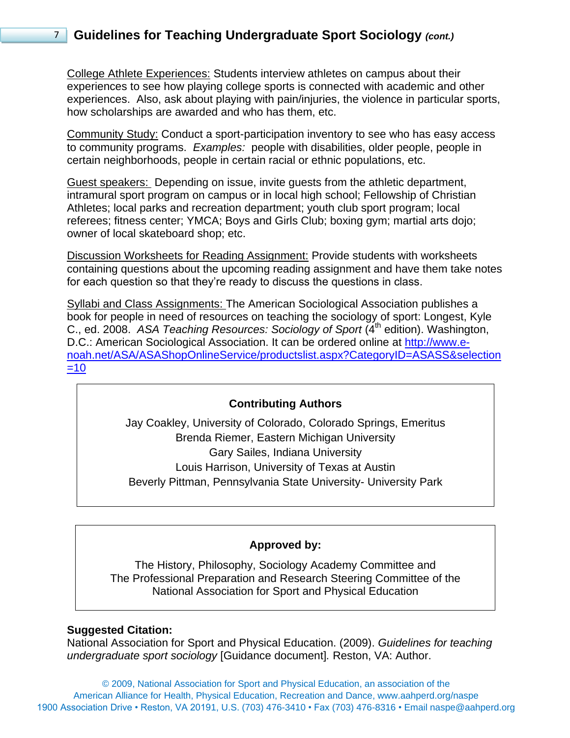College Athlete Experiences: Students interview athletes on campus about their experiences to see how playing college sports is connected with academic and other experiences. Also, ask about playing with pain/injuries, the violence in particular sports, how scholarships are awarded and who has them, etc.

Community Study: Conduct a sport-participation inventory to see who has easy access to community programs. *Examples:* people with disabilities, older people, people in certain neighborhoods, people in certain racial or ethnic populations, etc.

Guest speakers: Depending on issue, invite guests from the athletic department, intramural sport program on campus or in local high school; Fellowship of Christian Athletes; local parks and recreation department; youth club sport program; local referees; fitness center; YMCA; Boys and Girls Club; boxing gym; martial arts dojo; owner of local skateboard shop; etc.

Discussion Worksheets for Reading Assignment: Provide students with worksheets containing questions about the upcoming reading assignment and have them take notes for each question so that they're ready to discuss the questions in class.

Syllabi and Class Assignments: The American Sociological Association publishes a book for people in need of resources on teaching the sociology of sport: Longest, Kyle C., ed. 2008. *ASA Teaching Resources: Sociology of Sport* (4th edition). Washington, D.C.: American Sociological Association. It can be ordered online at http://www.e-noah.net/ASA/ASAShopOnlineService/productslist.aspx?CategoryID=ASASS&selection=10

**Contributing Authors**

Jay Coakley, University of Colorado, Colorado Springs, Emeritus
Brenda Riemer, Eastern Michigan University
Gary Sailes, Indiana University
Louis Harrison, University of Texas at Austin
Beverly Pittman, Pennsylvania State University- University Park

**Approved by:**

The History, Philosophy, Sociology Academy Committee and
The Professional Preparation and Research Steering Committee of the
National Association for Sport and Physical Education

**Suggested Citation:**
National Association for Sport and Physical Education. (2009). *Guidelines for teaching undergraduate sport sociology* [Guidance document]. Reston, VA: Author.

© 2009, National Association for Sport and Physical Education, an association of the American Alliance for Health, Physical Education, Recreation and Dance, www.aahperd.org/naspe
1900 Association Drive • Reston, VA 20191, U.S. (703) 476-3410 • Fax (703) 476-8316 • Email naspe@aahperd.org